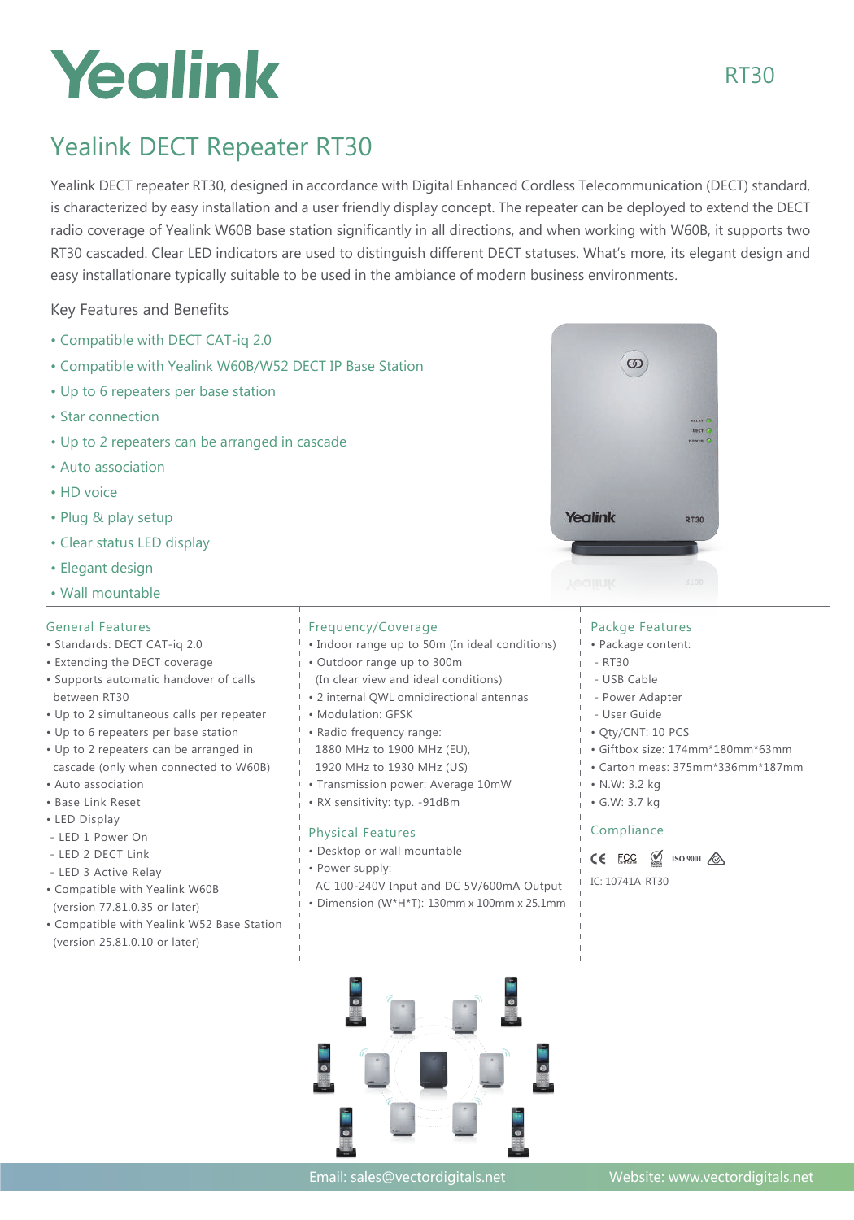Yealink

RT30

# Yealink DECT Repeater RT30

Yealink DECT repeater RT30, designed in accordance with Digital Enhanced Cordless Telecommunication (DECT) standard, is characterized by easy installation and a user friendly display concept. The repeater can be deployed to extend the DECT radio coverage of Yealink W60B base station significantly in all directions, and when working with W60B, it supports two RT30 cascaded. Clear LED indicators are used to distinguish different DECT statuses. What's more, its elegant design and easy installationare typically suitable to be used in the ambiance of modern business environments.

## Key Features and Benefits

- Compatible with DECT CAT-iq 2.0
- Compatible with Yealink W60B/W52 DECT IP Base Station
- Up to 6 repeaters per base station
- Star connection
- Up to 2 repeaters can be arranged in cascade
- Auto association
- HD voice
- Plug & play setup
- Clear status LED display
- Elegant design
- Wall mountable

### General Features

- Standards: DECT CAT-iq 2.0
- Extending the DECT coverage
- Supports automatic handover of calls between RT30
- Up to 2 simultaneous calls per repeater
- Up to 6 repeaters per base station
- Up to 2 repeaters can be arranged in cascade (only when connected to W60B)
- Auto association
- Base Link Reset
- LED Display
  - LED 1 Power On
  - LED 2 DECT Link
  - LED 3 Active Relay
- Compatible with Yealink W60B (version 77.81.0.35 or later)
- Compatible with Yealink W52 Base Station (version 25.81.0.10 or later)

### Frequency/Coverage

- Indoor range up to 50m (In ideal conditions)
- Outdoor range up to 300m (In clear view and ideal conditions)
- 2 internal QWL omnidirectional antennas
- Modulation: GFSK
- Radio frequency range: 1880 MHz to 1900 MHz (EU), 1920 MHz to 1930 MHz (US)
- Transmission power: Average 10mW
- RX sensitivity: typ. -91dBm

### Physical Features

- Desktop or wall mountable
- Power supply: AC 100-240V Input and DC 5V/600mA Output
- Dimension (W\*H\*T): 130mm x 100mm x 25.1mm

### Packge Features

- Package content:
  - RT30
  - USB Cable
  - Power Adapter
  - User Guide
- Qty/CNT: 10 PCS
- Giftbox size: 174mm\*180mm\*63mm
- Carton meas: 375mm\*336mm\*187mm
- N.W: 3.2 kg
- G.W: 3.7 kg

### Compliance

CE FCC ISO 9001

IC: 10741A-RT30

Email: sales@vectordigitals.net Website: www.vectordigitals.net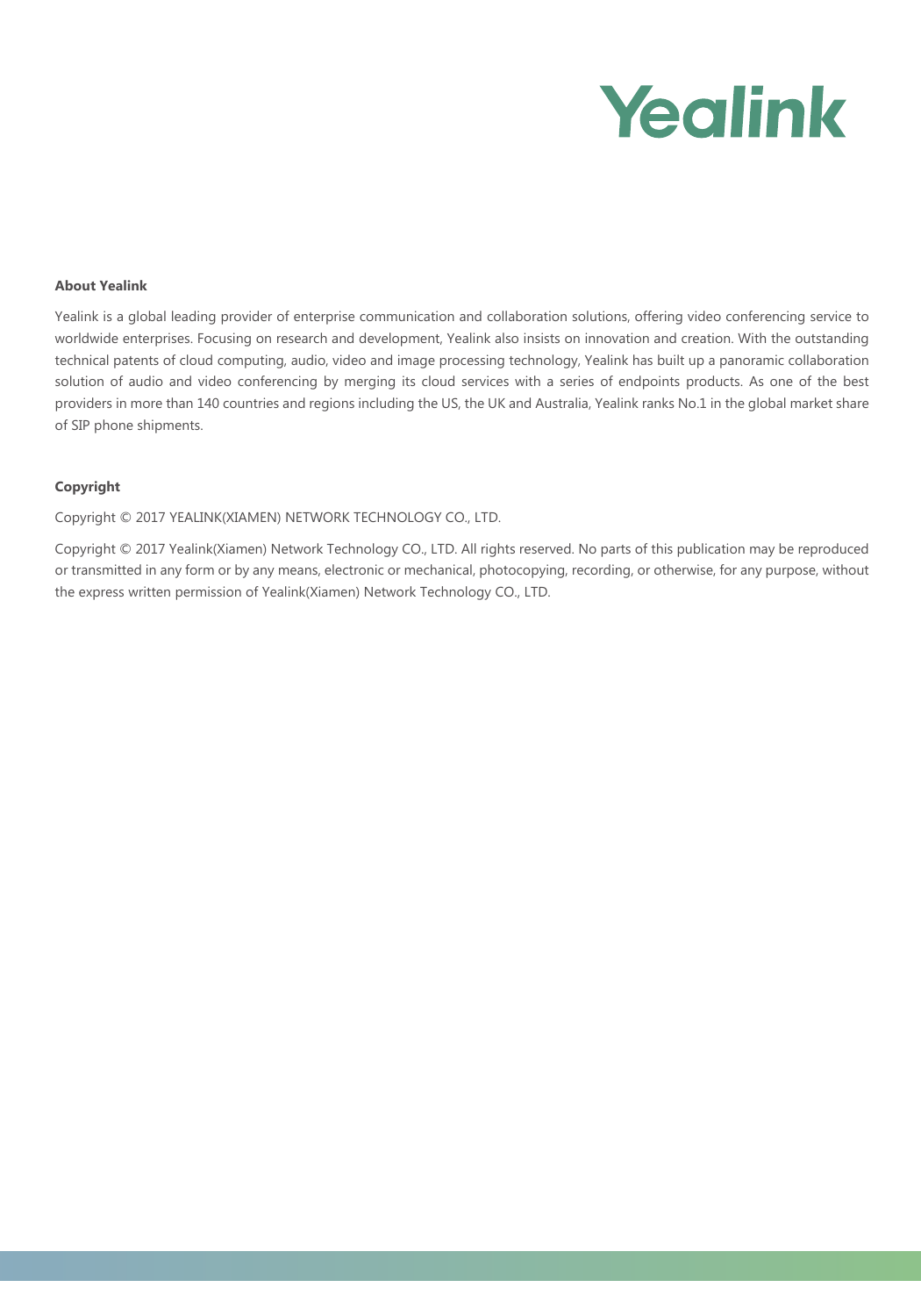Yealink

**About Yealink**

Yealink is a global leading provider of enterprise communication and collaboration solutions, offering video conferencing service to worldwide enterprises. Focusing on research and development, Yealink also insists on innovation and creation. With the outstanding technical patents of cloud computing, audio, video and image processing technology, Yealink has built up a panoramic collaboration solution of audio and video conferencing by merging its cloud services with a series of endpoints products. As one of the best providers in more than 140 countries and regions including the US, the UK and Australia, Yealink ranks No.1 in the global market share of SIP phone shipments.

**Copyright**

Copyright © 2017 YEALINK(XIAMEN) NETWORK TECHNOLOGY CO., LTD.

Copyright © 2017 Yealink(Xiamen) Network Technology CO., LTD. All rights reserved. No parts of this publication may be reproduced or transmitted in any form or by any means, electronic or mechanical, photocopying, recording, or otherwise, for any purpose, without the express written permission of Yealink(Xiamen) Network Technology CO., LTD.